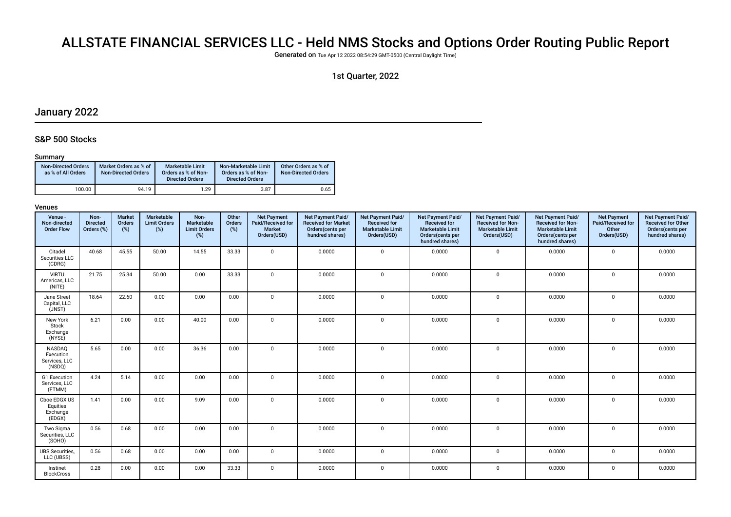# ALLSTATE FINANCIAL SERVICES LLC - Held NMS Stocks and Options Order Routing Public Report

**Generated on** Tue Apr 12 2022 08:54:29 GMT-0500 (Central Daylight Time)

1st Quarter, 2022

## January 2022

### S&P 500 Stocks

#### Summary

| Non-Directed Orders as % of All Orders | Market Orders as % of Non-Directed Orders | Marketable Limit Orders as % of Non-Directed Orders | Non-Marketable Limit Orders as % of Non-Directed Orders | Other Orders as % of Non-Directed Orders |
|---|---|---|---|---|
| 100.00 | 94.19 | 1.29 | 3.87 | 0.65 |

#### Venues

| Venue - Non-directed Order Flow | Non-Directed Orders (%) | Market Orders (%) | Marketable Limit Orders (%) | Non-Marketable Limit Orders (%) | Other Orders (%) | Net Payment Paid/Received for Market Orders(USD) | Net Payment Paid/Received for Market Orders(cents per hundred shares) | Net Payment Paid/Received for Marketable Limit Orders(USD) | Net Payment Paid/Received for Marketable Limit Orders(cents per hundred shares) | Net Payment Paid/Received for Non-Marketable Limit Orders(USD) | Net Payment Paid/Received for Non-Marketable Limit Orders(cents per hundred shares) | Net Payment Paid/Received for Other Orders(USD) | Net Payment Paid/Received for Other Orders(cents per hundred shares) |
|---|---|---|---|---|---|---|---|---|---|---|---|---|---|
| Citadel Securities LLC (CDRG) | 40.68 | 45.55 | 50.00 | 14.55 | 33.33 | 0 | 0.0000 | 0 | 0.0000 | 0 | 0.0000 | 0 | 0.0000 |
| VIRTU Americas, LLC (NITE) | 21.75 | 25.34 | 50.00 | 0.00 | 33.33 | 0 | 0.0000 | 0 | 0.0000 | 0 | 0.0000 | 0 | 0.0000 |
| Jane Street Capital, LLC (JNST) | 18.64 | 22.60 | 0.00 | 0.00 | 0.00 | 0 | 0.0000 | 0 | 0.0000 | 0 | 0.0000 | 0 | 0.0000 |
| New York Stock Exchange (NYSE) | 6.21 | 0.00 | 0.00 | 40.00 | 0.00 | 0 | 0.0000 | 0 | 0.0000 | 0 | 0.0000 | 0 | 0.0000 |
| NASDAQ Execution Services, LLC (NSDQ) | 5.65 | 0.00 | 0.00 | 36.36 | 0.00 | 0 | 0.0000 | 0 | 0.0000 | 0 | 0.0000 | 0 | 0.0000 |
| G1 Execution Services, LLC (ETMM) | 4.24 | 5.14 | 0.00 | 0.00 | 0.00 | 0 | 0.0000 | 0 | 0.0000 | 0 | 0.0000 | 0 | 0.0000 |
| Cboe EDGX US Equities Exchange (EDGX) | 1.41 | 0.00 | 0.00 | 9.09 | 0.00 | 0 | 0.0000 | 0 | 0.0000 | 0 | 0.0000 | 0 | 0.0000 |
| Two Sigma Securities, LLC (SOHO) | 0.56 | 0.68 | 0.00 | 0.00 | 0.00 | 0 | 0.0000 | 0 | 0.0000 | 0 | 0.0000 | 0 | 0.0000 |
| UBS Securities, LLC (UBSS) | 0.56 | 0.68 | 0.00 | 0.00 | 0.00 | 0 | 0.0000 | 0 | 0.0000 | 0 | 0.0000 | 0 | 0.0000 |
| Instinet BlockCross | 0.28 | 0.00 | 0.00 | 0.00 | 33.33 | 0 | 0.0000 | 0 | 0.0000 | 0 | 0.0000 | 0 | 0.0000 |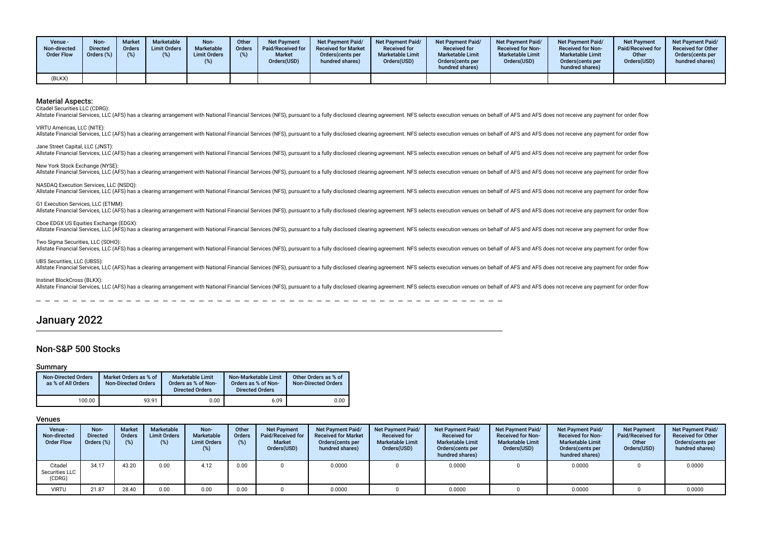| Venue - Non-directed Order Flow | Non-Directed Orders (%) | Market Orders (%) | Marketable Limit Orders (%) | Non-Marketable Limit Orders (%) | Other Orders (%) | Net Payment Paid/Received for Market Orders(USD) | Net Payment Paid/ Received for Market Orders(cents per hundred shares) | Net Payment Paid/ Received for Marketable Limit Orders(USD) | Net Payment Paid/ Received for Marketable Limit Orders(cents per hundred shares) | Net Payment Paid/ Received for Non-Marketable Limit Orders(USD) | Net Payment Paid/ Received for Non-Marketable Limit Orders(cents per hundred shares) | Net Payment Paid/Received for Other Orders(USD) | Net Payment Paid/ Received for Other Orders(cents per hundred shares) |
|---|---|---|---|---|---|---|---|---|---|---|---|---|---|
| (BLKX) | | | | | | | | | | | | | |

**Material Aspects:**

Citadel Securities LLC (CDRG):
Allstate Financial Services, LLC (AFS) has a clearing arrangement with National Financial Services (NFS), pursuant to a fully disclosed clearing agreement. NFS selects execution venues on behalf of AFS and AFS does not receive any payment for order flow

VIRTU Americas, LLC (NITE):
Allstate Financial Services, LLC (AFS) has a clearing arrangement with National Financial Services (NFS), pursuant to a fully disclosed clearing agreement. NFS selects execution venues on behalf of AFS and AFS does not receive any payment for order flow

Jane Street Capital, LLC (JNST):
Allstate Financial Services, LLC (AFS) has a clearing arrangement with National Financial Services (NFS), pursuant to a fully disclosed clearing agreement. NFS selects execution venues on behalf of AFS and AFS does not receive any payment for order flow

New York Stock Exchange (NYSE):
Allstate Financial Services, LLC (AFS) has a clearing arrangement with National Financial Services (NFS), pursuant to a fully disclosed clearing agreement. NFS selects execution venues on behalf of AFS and AFS does not receive any payment for order flow

NASDAQ Execution Services, LLC (NSDQ):
Allstate Financial Services, LLC (AFS) has a clearing arrangement with National Financial Services (NFS), pursuant to a fully disclosed clearing agreement. NFS selects execution venues on behalf of AFS and AFS does not receive any payment for order flow

G1 Execution Services, LLC (ETMM):
Allstate Financial Services, LLC (AFS) has a clearing arrangement with National Financial Services (NFS), pursuant to a fully disclosed clearing agreement. NFS selects execution venues on behalf of AFS and AFS does not receive any payment for order flow

Cboe EDGX US Equities Exchange (EDGX):
Allstate Financial Services, LLC (AFS) has a clearing arrangement with National Financial Services (NFS), pursuant to a fully disclosed clearing agreement. NFS selects execution venues on behalf of AFS and AFS does not receive any payment for order flow

Two Sigma Securities, LLC (SOHO):
Allstate Financial Services, LLC (AFS) has a clearing arrangement with National Financial Services (NFS), pursuant to a fully disclosed clearing agreement. NFS selects execution venues on behalf of AFS and AFS does not receive any payment for order flow

UBS Securities, LLC (UBSS):
Allstate Financial Services, LLC (AFS) has a clearing arrangement with National Financial Services (NFS), pursuant to a fully disclosed clearing agreement. NFS selects execution venues on behalf of AFS and AFS does not receive any payment for order flow

Instinet BlockCross (BLKX):
Allstate Financial Services, LLC (AFS) has a clearing arrangement with National Financial Services (NFS), pursuant to a fully disclosed clearing agreement. NFS selects execution venues on behalf of AFS and AFS does not receive any payment for order flow

# January 2022

## Non-S&P 500 Stocks

### Summary

| Non-Directed Orders as % of All Orders | Market Orders as % of Non-Directed Orders | Marketable Limit Orders as % of Non-Directed Orders | Non-Marketable Limit Orders as % of Non-Directed Orders | Other Orders as % of Non-Directed Orders |
|---|---|---|---|---|
| 100.00 | 93.91 | 0.00 | 6.09 | 0.00 |

### Venues

| Venue - Non-directed Order Flow | Non-Directed Orders (%) | Market Orders (%) | Marketable Limit Orders (%) | Non-Marketable Limit Orders (%) | Other Orders (%) | Net Payment Paid/Received for Market Orders(USD) | Net Payment Paid/ Received for Market Orders(cents per hundred shares) | Net Payment Paid/ Received for Marketable Limit Orders(USD) | Net Payment Paid/ Received for Marketable Limit Orders(cents per hundred shares) | Net Payment Paid/ Received for Non-Marketable Limit Orders(USD) | Net Payment Paid/ Received for Non-Marketable Limit Orders(cents per hundred shares) | Net Payment Paid/Received for Other Orders(USD) | Net Payment Paid/ Received for Other Orders(cents per hundred shares) |
|---|---|---|---|---|---|---|---|---|---|---|---|---|---|
| Citadel Securities LLC (CDRG) | 34.17 | 43.20 | 0.00 | 4.12 | 0.00 | 0 | 0.0000 | 0 | 0.0000 | 0 | 0.0000 | 0 | 0.0000 |
| VIRTU | 21.87 | 28.40 | 0.00 | 0.00 | 0.00 | 0 | 0.0000 | 0 | 0.0000 | 0 | 0.0000 | 0 | 0.0000 |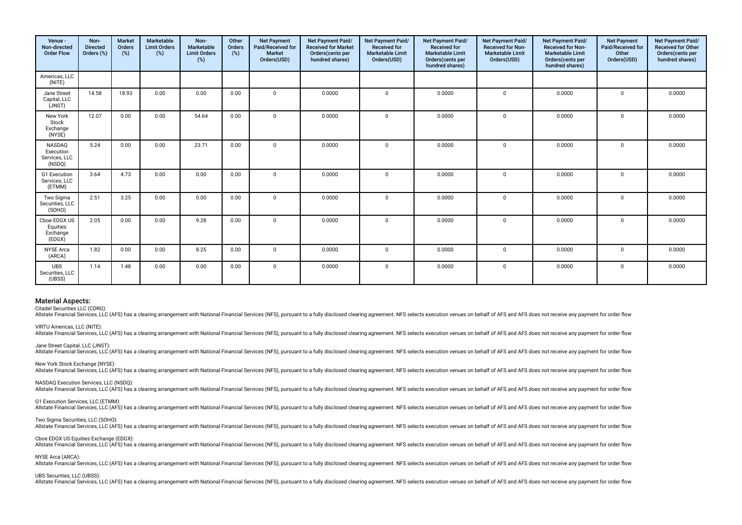| Venue - Non-directed Order Flow | Non-Directed Orders (%) | Market Orders (%) | Marketable Limit Orders (%) | Non-Marketable Limit Orders (%) | Other Orders (%) | Net Payment Paid/Received for Market Orders(USD) | Net Payment Paid/ Received for Market Orders(cents per hundred shares) | Net Payment Paid/ Received for Marketable Limit Orders(USD) | Net Payment Paid/ Received for Marketable Limit Orders(cents per hundred shares) | Net Payment Paid/ Received for Non-Marketable Limit Orders(USD) | Net Payment Paid/ Received for Non-Marketable Limit Orders(cents per hundred shares) | Net Payment Paid/Received for Other Orders(USD) | Net Payment Paid/ Received for Other Orders(cents per hundred shares) |
|---|---|---|---|---|---|---|---|---|---|---|---|---|---|
| Americas, LLC (NITE) | | | | | | | | | | | | | |
| Jane Street Capital, LLC (JNST) | 14.58 | 18.93 | 0.00 | 0.00 | 0.00 | 0 | 0.0000 | 0 | 0.0000 | 0 | 0.0000 | 0 | 0.0000 |
| New York Stock Exchange (NYSE) | 12.07 | 0.00 | 0.00 | 54.64 | 0.00 | 0 | 0.0000 | 0 | 0.0000 | 0 | 0.0000 | 0 | 0.0000 |
| NASDAQ Execution Services, LLC (NSDQ) | 5.24 | 0.00 | 0.00 | 23.71 | 0.00 | 0 | 0.0000 | 0 | 0.0000 | 0 | 0.0000 | 0 | 0.0000 |
| G1 Execution Services, LLC (ETMM) | 3.64 | 4.73 | 0.00 | 0.00 | 0.00 | 0 | 0.0000 | 0 | 0.0000 | 0 | 0.0000 | 0 | 0.0000 |
| Two Sigma Securities, LLC (SOHO) | 2.51 | 3.25 | 0.00 | 0.00 | 0.00 | 0 | 0.0000 | 0 | 0.0000 | 0 | 0.0000 | 0 | 0.0000 |
| Cboe EDGX US Equities Exchange (EDGX) | 2.05 | 0.00 | 0.00 | 9.28 | 0.00 | 0 | 0.0000 | 0 | 0.0000 | 0 | 0.0000 | 0 | 0.0000 |
| NYSE Arca (ARCA) | 1.82 | 0.00 | 0.00 | 8.25 | 0.00 | 0 | 0.0000 | 0 | 0.0000 | 0 | 0.0000 | 0 | 0.0000 |
| UBS Securities, LLC (UBSS) | 1.14 | 1.48 | 0.00 | 0.00 | 0.00 | 0 | 0.0000 | 0 | 0.0000 | 0 | 0.0000 | 0 | 0.0000 |

## Material Aspects:

Citadel Securities LLC (CDRG):
Allstate Financial Services, LLC (AFS) has a clearing arrangement with National Financial Services (NFS), pursuant to a fully disclosed clearing agreement. NFS selects execution venues on behalf of AFS and AFS does not receive any payment for order flow

VIRTU Americas, LLC (NITE):
Allstate Financial Services, LLC (AFS) has a clearing arrangement with National Financial Services (NFS), pursuant to a fully disclosed clearing agreement. NFS selects execution venues on behalf of AFS and AFS does not receive any payment for order flow

Jane Street Capital, LLC (JNST):
Allstate Financial Services, LLC (AFS) has a clearing arrangement with National Financial Services (NFS), pursuant to a fully disclosed clearing agreement. NFS selects execution venues on behalf of AFS and AFS does not receive any payment for order flow

New York Stock Exchange (NYSE):
Allstate Financial Services, LLC (AFS) has a clearing arrangement with National Financial Services (NFS), pursuant to a fully disclosed clearing agreement. NFS selects execution venues on behalf of AFS and AFS does not receive any payment for order flow

NASDAQ Execution Services, LLC (NSDQ):
Allstate Financial Services, LLC (AFS) has a clearing arrangement with National Financial Services (NFS), pursuant to a fully disclosed clearing agreement. NFS selects execution venues on behalf of AFS and AFS does not receive any payment for order flow

G1 Execution Services, LLC (ETMM):
Allstate Financial Services, LLC (AFS) has a clearing arrangement with National Financial Services (NFS), pursuant to a fully disclosed clearing agreement. NFS selects execution venues on behalf of AFS and AFS does not receive any payment for order flow

Two Sigma Securities, LLC (SOHO):
Allstate Financial Services, LLC (AFS) has a clearing arrangement with National Financial Services (NFS), pursuant to a fully disclosed clearing agreement. NFS selects execution venues on behalf of AFS and AFS does not receive any payment for order flow

Cboe EDGX US Equities Exchange (EDGX):
Allstate Financial Services, LLC (AFS) has a clearing arrangement with National Financial Services (NFS), pursuant to a fully disclosed clearing agreement. NFS selects execution venues on behalf of AFS and AFS does not receive any payment for order flow

NYSE Arca (ARCA):
Allstate Financial Services, LLC (AFS) has a clearing arrangement with National Financial Services (NFS), pursuant to a fully disclosed clearing agreement. NFS selects execution venues on behalf of AFS and AFS does not receive any payment for order flow

UBS Securities, LLC (UBSS):
Allstate Financial Services, LLC (AFS) has a clearing arrangement with National Financial Services (NFS), pursuant to a fully disclosed clearing agreement. NFS selects execution venues on behalf of AFS and AFS does not receive any payment for order flow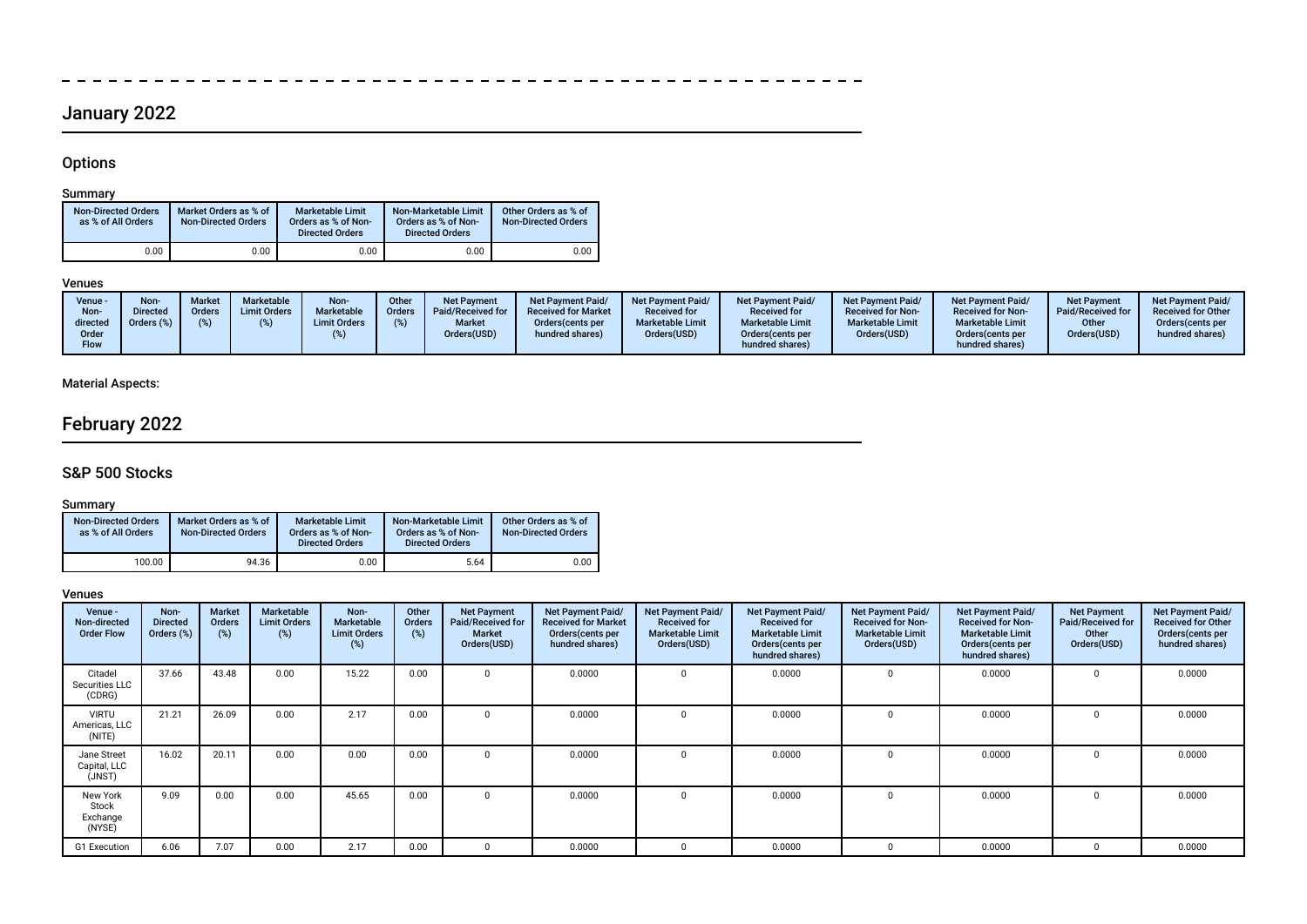## January 2022

### Options

#### Summary

| Non-Directed Orders as % of All Orders | Market Orders as % of Non-Directed Orders | Marketable Limit Orders as % of Non-Directed Orders | Non-Marketable Limit Orders as % of Non-Directed Orders | Other Orders as % of Non-Directed Orders |
|---|---|---|---|---|
| 0.00 | 0.00 | 0.00 | 0.00 | 0.00 |

#### Venues

| Venue - Non-directed Order Flow | Non-Directed Orders (%) | Market Orders (%) | Marketable Limit Orders (%) | Non-Marketable Limit Orders (%) | Other Orders (%) | Net Payment Paid/Received for Market Orders(USD) | Net Payment Paid/Received for Market Orders(cents per hundred shares) | Net Payment Paid/Received for Marketable Limit Orders(USD) | Net Payment Paid/Received for Marketable Limit Orders(cents per hundred shares) | Net Payment Paid/Received for Non-Marketable Limit Orders(USD) | Net Payment Paid/Received for Non-Marketable Limit Orders(cents per hundred shares) | Net Payment Paid/Received for Other Orders(USD) | Net Payment Paid/Received for Other Orders(cents per hundred shares) |
|---|---|---|---|---|---|---|---|---|---|---|---|---|---|

Material Aspects:

## February 2022

### S&P 500 Stocks

#### Summary

| Non-Directed Orders as % of All Orders | Market Orders as % of Non-Directed Orders | Marketable Limit Orders as % of Non-Directed Orders | Non-Marketable Limit Orders as % of Non-Directed Orders | Other Orders as % of Non-Directed Orders |
|---|---|---|---|---|
| 100.00 | 94.36 | 0.00 | 5.64 | 0.00 |

#### Venues

| Venue - Non-directed Order Flow | Non-Directed Orders (%) | Market Orders (%) | Marketable Limit Orders (%) | Non-Marketable Limit Orders (%) | Other Orders (%) | Net Payment Paid/Received for Market Orders(USD) | Net Payment Paid/Received for Market Orders(cents per hundred shares) | Net Payment Paid/Received for Marketable Limit Orders(USD) | Net Payment Paid/Received for Marketable Limit Orders(cents per hundred shares) | Net Payment Paid/Received for Non-Marketable Limit Orders(USD) | Net Payment Paid/Received for Non-Marketable Limit Orders(cents per hundred shares) | Net Payment Paid/Received for Other Orders(USD) | Net Payment Paid/Received for Other Orders(cents per hundred shares) |
|---|---|---|---|---|---|---|---|---|---|---|---|---|---|
| Citadel Securities LLC (CDRG) | 37.66 | 43.48 | 0.00 | 15.22 | 0.00 | 0 | 0.0000 | 0 | 0.0000 | 0 | 0.0000 | 0 | 0.0000 |
| VIRTU Americas, LLC (NITE) | 21.21 | 26.09 | 0.00 | 2.17 | 0.00 | 0 | 0.0000 | 0 | 0.0000 | 0 | 0.0000 | 0 | 0.0000 |
| Jane Street Capital, LLC (JNST) | 16.02 | 20.11 | 0.00 | 0.00 | 0.00 | 0 | 0.0000 | 0 | 0.0000 | 0 | 0.0000 | 0 | 0.0000 |
| New York Stock Exchange (NYSE) | 9.09 | 0.00 | 0.00 | 45.65 | 0.00 | 0 | 0.0000 | 0 | 0.0000 | 0 | 0.0000 | 0 | 0.0000 |
| G1 Execution | 6.06 | 7.07 | 0.00 | 2.17 | 0.00 | 0 | 0.0000 | 0 | 0.0000 | 0 | 0.0000 | 0 | 0.0000 |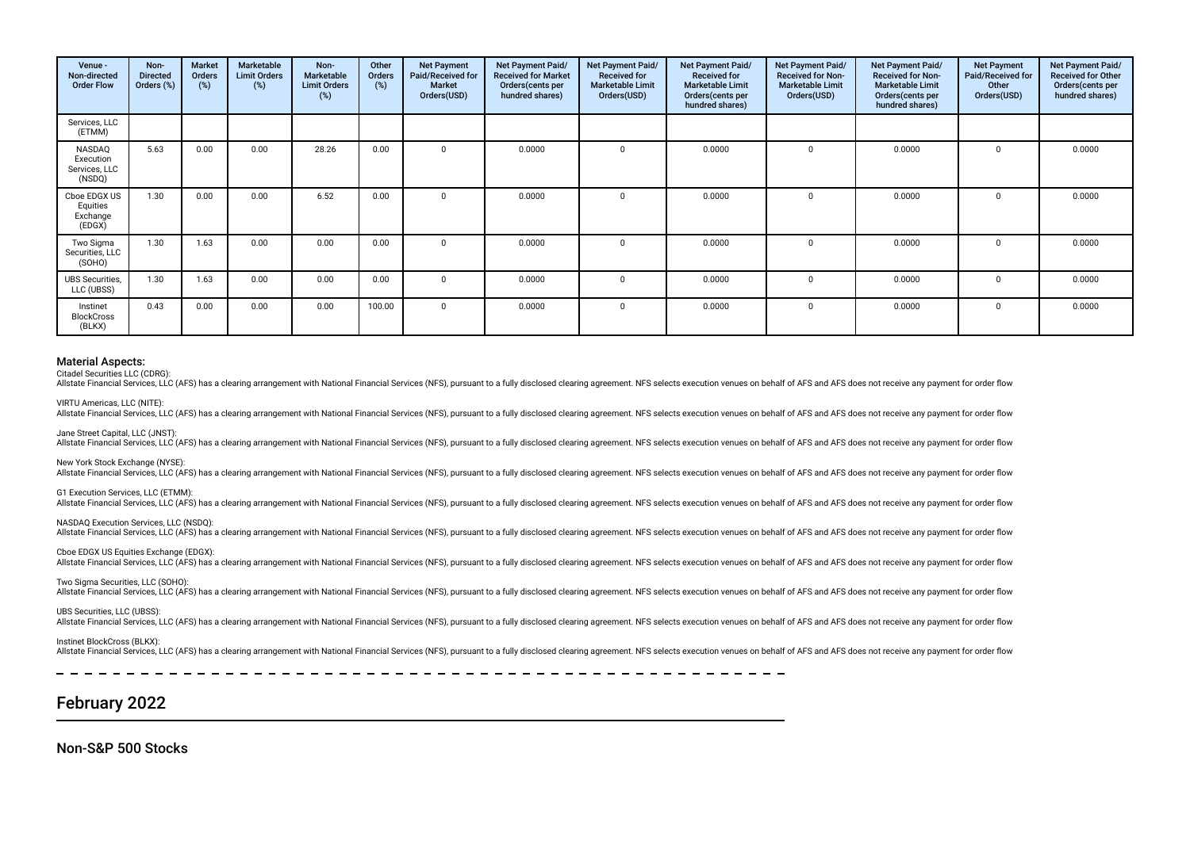| Venue - Non-directed Order Flow | Non-Directed Orders (%) | Market Orders (%) | Marketable Limit Orders (%) | Non-Marketable Limit Orders (%) | Other Orders (%) | Net Payment Paid/Received for Market Orders(USD) | Net Payment Paid/ Received for Market Orders(cents per hundred shares) | Net Payment Paid/ Received for Marketable Limit Orders(USD) | Net Payment Paid/ Received for Marketable Limit Orders(cents per hundred shares) | Net Payment Paid/ Received for Non-Marketable Limit Orders(USD) | Net Payment Paid/ Received for Non-Marketable Limit Orders(cents per hundred shares) | Net Payment Paid/Received for Other Orders(USD) | Net Payment Paid/ Received for Other Orders(cents per hundred shares) |
|---|---|---|---|---|---|---|---|---|---|---|---|---|---|
| Services, LLC (ETMM) | | | | | | | | | | | | | |
| NASDAQ Execution Services, LLC (NSDQ) | 5.63 | 0.00 | 0.00 | 28.26 | 0.00 | 0 | 0.0000 | 0 | 0.0000 | 0 | 0.0000 | 0 | 0.0000 |
| Cboe EDGX US Equities Exchange (EDGX) | 1.30 | 0.00 | 0.00 | 6.52 | 0.00 | 0 | 0.0000 | 0 | 0.0000 | 0 | 0.0000 | 0 | 0.0000 |
| Two Sigma Securities, LLC (SOHO) | 1.30 | 1.63 | 0.00 | 0.00 | 0.00 | 0 | 0.0000 | 0 | 0.0000 | 0 | 0.0000 | 0 | 0.0000 |
| UBS Securities, LLC (UBSS) | 1.30 | 1.63 | 0.00 | 0.00 | 0.00 | 0 | 0.0000 | 0 | 0.0000 | 0 | 0.0000 | 0 | 0.0000 |
| Instinet BlockCross (BLKX) | 0.43 | 0.00 | 0.00 | 0.00 | 100.00 | 0 | 0.0000 | 0 | 0.0000 | 0 | 0.0000 | 0 | 0.0000 |

### Material Aspects:

Citadel Securities LLC (CDRG):
Allstate Financial Services, LLC (AFS) has a clearing arrangement with National Financial Services (NFS), pursuant to a fully disclosed clearing agreement. NFS selects execution venues on behalf of AFS and AFS does not receive any payment for order flow

VIRTU Americas, LLC (NITE):
Allstate Financial Services, LLC (AFS) has a clearing arrangement with National Financial Services (NFS), pursuant to a fully disclosed clearing agreement. NFS selects execution venues on behalf of AFS and AFS does not receive any payment for order flow

Jane Street Capital, LLC (JNST):
Allstate Financial Services, LLC (AFS) has a clearing arrangement with National Financial Services (NFS), pursuant to a fully disclosed clearing agreement. NFS selects execution venues on behalf of AFS and AFS does not receive any payment for order flow

New York Stock Exchange (NYSE):
Allstate Financial Services, LLC (AFS) has a clearing arrangement with National Financial Services (NFS), pursuant to a fully disclosed clearing agreement. NFS selects execution venues on behalf of AFS and AFS does not receive any payment for order flow

G1 Execution Services, LLC (ETMM):
Allstate Financial Services, LLC (AFS) has a clearing arrangement with National Financial Services (NFS), pursuant to a fully disclosed clearing agreement. NFS selects execution venues on behalf of AFS and AFS does not receive any payment for order flow

NASDAQ Execution Services, LLC (NSDQ):
Allstate Financial Services, LLC (AFS) has a clearing arrangement with National Financial Services (NFS), pursuant to a fully disclosed clearing agreement. NFS selects execution venues on behalf of AFS and AFS does not receive any payment for order flow

Cboe EDGX US Equities Exchange (EDGX):
Allstate Financial Services, LLC (AFS) has a clearing arrangement with National Financial Services (NFS), pursuant to a fully disclosed clearing agreement. NFS selects execution venues on behalf of AFS and AFS does not receive any payment for order flow

Two Sigma Securities, LLC (SOHO):
Allstate Financial Services, LLC (AFS) has a clearing arrangement with National Financial Services (NFS), pursuant to a fully disclosed clearing agreement. NFS selects execution venues on behalf of AFS and AFS does not receive any payment for order flow

UBS Securities, LLC (UBSS):
Allstate Financial Services, LLC (AFS) has a clearing arrangement with National Financial Services (NFS), pursuant to a fully disclosed clearing agreement. NFS selects execution venues on behalf of AFS and AFS does not receive any payment for order flow

Instinet BlockCross (BLKX):
Allstate Financial Services, LLC (AFS) has a clearing arrangement with National Financial Services (NFS), pursuant to a fully disclosed clearing agreement. NFS selects execution venues on behalf of AFS and AFS does not receive any payment for order flow

## February 2022

### Non-S&P 500 Stocks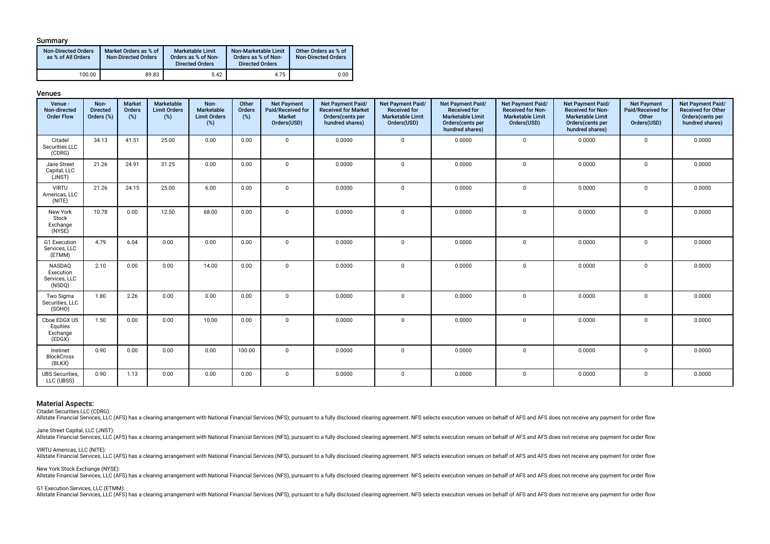### Summary

| Non-Directed Orders as % of All Orders | Market Orders as % of Non-Directed Orders | Marketable Limit Orders as % of Non-Directed Orders | Non-Marketable Limit Orders as % of Non-Directed Orders | Other Orders as % of Non-Directed Orders |
|---|---|---|---|---|
| 100.00 | 89.83 | 5.42 | 4.75 | 0.00 |

### Venues

| Venue - Non-directed Order Flow | Non-Directed Orders (%) | Market Orders (%) | Marketable Limit Orders (%) | Non-Marketable Limit Orders (%) | Other Orders (%) | Net Payment Paid/Received for Market Orders(USD) | Net Payment Paid/Received for Market Orders(cents per hundred shares) | Net Payment Paid/Received for Marketable Limit Orders(USD) | Net Payment Paid/Received for Marketable Limit Orders(cents per hundred shares) | Net Payment Paid/Received for Non-Marketable Limit Orders(USD) | Net Payment Paid/Received for Non-Marketable Limit Orders(cents per hundred shares) | Net Payment Paid/Received for Other Orders(USD) | Net Payment Paid/Received for Other Orders(cents per hundred shares) |
|---|---|---|---|---|---|---|---|---|---|---|---|---|---|
| Citadel Securities LLC (CDRG) | 34.13 | 41.51 | 25.00 | 0.00 | 0.00 | 0 | 0.0000 | 0 | 0.0000 | 0 | 0.0000 | 0 | 0.0000 |
| Jane Street Capital, LLC (JNST) | 21.26 | 24.91 | 31.25 | 0.00 | 0.00 | 0 | 0.0000 | 0 | 0.0000 | 0 | 0.0000 | 0 | 0.0000 |
| VIRTU Americas, LLC (NITE) | 21.26 | 24.15 | 25.00 | 6.00 | 0.00 | 0 | 0.0000 | 0 | 0.0000 | 0 | 0.0000 | 0 | 0.0000 |
| New York Stock Exchange (NYSE) | 10.78 | 0.00 | 12.50 | 68.00 | 0.00 | 0 | 0.0000 | 0 | 0.0000 | 0 | 0.0000 | 0 | 0.0000 |
| G1 Execution Services, LLC (ETMM) | 4.79 | 6.04 | 0.00 | 0.00 | 0.00 | 0 | 0.0000 | 0 | 0.0000 | 0 | 0.0000 | 0 | 0.0000 |
| NASDAQ Execution Services, LLC (NSDQ) | 2.10 | 0.00 | 0.00 | 14.00 | 0.00 | 0 | 0.0000 | 0 | 0.0000 | 0 | 0.0000 | 0 | 0.0000 |
| Two Sigma Securities, LLC (SOHO) | 1.80 | 2.26 | 0.00 | 0.00 | 0.00 | 0 | 0.0000 | 0 | 0.0000 | 0 | 0.0000 | 0 | 0.0000 |
| Cboe EDGX US Equities Exchange (EDGX) | 1.50 | 0.00 | 0.00 | 10.00 | 0.00 | 0 | 0.0000 | 0 | 0.0000 | 0 | 0.0000 | 0 | 0.0000 |
| Instinet BlockCross (BLKX) | 0.90 | 0.00 | 0.00 | 0.00 | 100.00 | 0 | 0.0000 | 0 | 0.0000 | 0 | 0.0000 | 0 | 0.0000 |
| UBS Securities, LLC (UBSS) | 0.90 | 1.13 | 0.00 | 0.00 | 0.00 | 0 | 0.0000 | 0 | 0.0000 | 0 | 0.0000 | 0 | 0.0000 |

### Material Aspects:

Citadel Securities LLC (CDRG):
Allstate Financial Services, LLC (AFS) has a clearing arrangement with National Financial Services (NFS), pursuant to a fully disclosed clearing agreement. NFS selects execution venues on behalf of AFS and AFS does not receive any payment for order flow

Jane Street Capital, LLC (JNST):
Allstate Financial Services, LLC (AFS) has a clearing arrangement with National Financial Services (NFS), pursuant to a fully disclosed clearing agreement. NFS selects execution venues on behalf of AFS and AFS does not receive any payment for order flow

VIRTU Americas, LLC (NITE):
Allstate Financial Services, LLC (AFS) has a clearing arrangement with National Financial Services (NFS), pursuant to a fully disclosed clearing agreement. NFS selects execution venues on behalf of AFS and AFS does not receive any payment for order flow

New York Stock Exchange (NYSE):
Allstate Financial Services, LLC (AFS) has a clearing arrangement with National Financial Services (NFS), pursuant to a fully disclosed clearing agreement. NFS selects execution venues on behalf of AFS and AFS does not receive any payment for order flow

G1 Execution Services, LLC (ETMM):
Allstate Financial Services, LLC (AFS) has a clearing arrangement with National Financial Services (NFS), pursuant to a fully disclosed clearing agreement. NFS selects execution venues on behalf of AFS and AFS does not receive any payment for order flow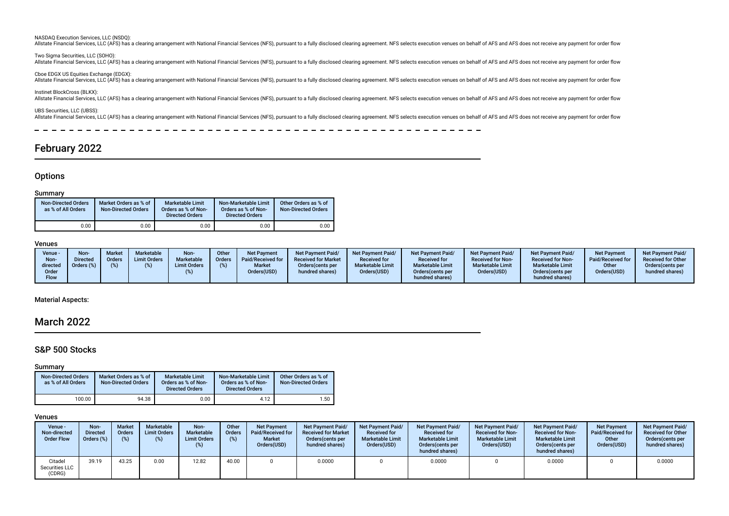NASDAQ Execution Services, LLC (NSDQ):
Allstate Financial Services, LLC (AFS) has a clearing arrangement with National Financial Services (NFS), pursuant to a fully disclosed clearing agreement. NFS selects execution venues on behalf of AFS and AFS does not receive any payment for order flow

Two Sigma Securities, LLC (SOHO):
Allstate Financial Services, LLC (AFS) has a clearing arrangement with National Financial Services (NFS), pursuant to a fully disclosed clearing agreement. NFS selects execution venues on behalf of AFS and AFS does not receive any payment for order flow

Cboe EDGX US Equities Exchange (EDGX):
Allstate Financial Services, LLC (AFS) has a clearing arrangement with National Financial Services (NFS), pursuant to a fully disclosed clearing agreement. NFS selects execution venues on behalf of AFS and AFS does not receive any payment for order flow

Instinet BlockCross (BLKX):
Allstate Financial Services, LLC (AFS) has a clearing arrangement with National Financial Services (NFS), pursuant to a fully disclosed clearing agreement. NFS selects execution venues on behalf of AFS and AFS does not receive any payment for order flow

UBS Securities, LLC (UBSS):
Allstate Financial Services, LLC (AFS) has a clearing arrangement with National Financial Services (NFS), pursuant to a fully disclosed clearing agreement. NFS selects execution venues on behalf of AFS and AFS does not receive any payment for order flow

# February 2022

## Options

### Summary

| Non-Directed Orders as % of All Orders | Market Orders as % of Non-Directed Orders | Marketable Limit Orders as % of Non-Directed Orders | Non-Marketable Limit Orders as % of Non-Directed Orders | Other Orders as % of Non-Directed Orders |
|---|---|---|---|---|
| 0.00 | 0.00 | 0.00 | 0.00 | 0.00 |

### Venues

| Venue - Non-directed Order Flow | Non-Directed Orders (%) | Market Orders (%) | Marketable Limit Orders (%) | Non-Marketable Limit Orders (%) | Other Orders (%) | Net Payment Paid/Received for Market Orders(USD) | Net Payment Paid/Received for Market Orders(cents per hundred shares) | Net Payment Paid/Received for Marketable Limit Orders(USD) | Net Payment Paid/Received for Marketable Limit Orders(cents per hundred shares) | Net Payment Paid/Received for Non-Marketable Limit Orders(USD) | Net Payment Paid/Received for Non-Marketable Limit Orders(cents per hundred shares) | Net Payment Paid/Received for Other Orders(USD) | Net Payment Paid/Received for Other Orders(cents per hundred shares) |
|---|---|---|---|---|---|---|---|---|---|---|---|---|---|

### Material Aspects:

# March 2022

## S&P 500 Stocks

### Summary

| Non-Directed Orders as % of All Orders | Market Orders as % of Non-Directed Orders | Marketable Limit Orders as % of Non-Directed Orders | Non-Marketable Limit Orders as % of Non-Directed Orders | Other Orders as % of Non-Directed Orders |
|---|---|---|---|---|
| 100.00 | 94.38 | 0.00 | 4.12 | 1.50 |

### Venues

| Venue - Non-directed Order Flow | Non-Directed Orders (%) | Market Orders (%) | Marketable Limit Orders (%) | Non-Marketable Limit Orders (%) | Other Orders (%) | Net Payment Paid/Received for Market Orders(USD) | Net Payment Paid/Received for Market Orders(cents per hundred shares) | Net Payment Paid/Received for Marketable Limit Orders(USD) | Net Payment Paid/Received for Marketable Limit Orders(cents per hundred shares) | Net Payment Paid/Received for Non-Marketable Limit Orders(USD) | Net Payment Paid/Received for Non-Marketable Limit Orders(cents per hundred shares) | Net Payment Paid/Received for Other Orders(USD) | Net Payment Paid/Received for Other Orders(cents per hundred shares) |
|---|---|---|---|---|---|---|---|---|---|---|---|---|---|
| Citadel Securities LLC (CDRG) | 39.19 | 43.25 | 0.00 | 12.82 | 40.00 | 0 | 0.0000 | 0 | 0.0000 | 0 | 0.0000 | 0 | 0.0000 |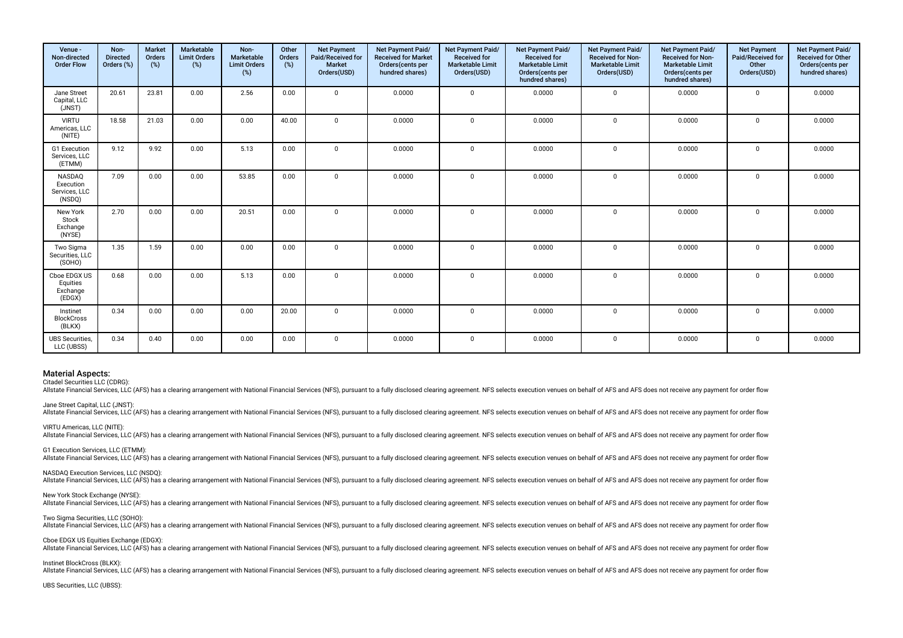| Venue - Non-directed Order Flow | Non-Directed Orders (%) | Market Orders (%) | Marketable Limit Orders (%) | Non-Marketable Limit Orders (%) | Other Orders (%) | Net Payment Paid/Received for Market Orders(USD) | Net Payment Paid/ Received for Market Orders(cents per hundred shares) | Net Payment Paid/ Received for Marketable Limit Orders(USD) | Net Payment Paid/ Received for Marketable Limit Orders(cents per hundred shares) | Net Payment Paid/ Received for Non-Marketable Limit Orders(USD) | Net Payment Paid/ Received for Non-Marketable Limit Orders(cents per hundred shares) | Net Payment Paid/Received for Other Orders(USD) | Net Payment Paid/ Received for Other Orders(cents per hundred shares) |
|---|---|---|---|---|---|---|---|---|---|---|---|---|---|
| Jane Street Capital, LLC (JNST) | 20.61 | 23.81 | 0.00 | 2.56 | 0.00 | 0 | 0.0000 | 0 | 0.0000 | 0 | 0.0000 | 0 | 0.0000 |
| VIRTU Americas, LLC (NITE) | 18.58 | 21.03 | 0.00 | 0.00 | 40.00 | 0 | 0.0000 | 0 | 0.0000 | 0 | 0.0000 | 0 | 0.0000 |
| G1 Execution Services, LLC (ETMM) | 9.12 | 9.92 | 0.00 | 5.13 | 0.00 | 0 | 0.0000 | 0 | 0.0000 | 0 | 0.0000 | 0 | 0.0000 |
| NASDAQ Execution Services, LLC (NSDQ) | 7.09 | 0.00 | 0.00 | 53.85 | 0.00 | 0 | 0.0000 | 0 | 0.0000 | 0 | 0.0000 | 0 | 0.0000 |
| New York Stock Exchange (NYSE) | 2.70 | 0.00 | 0.00 | 20.51 | 0.00 | 0 | 0.0000 | 0 | 0.0000 | 0 | 0.0000 | 0 | 0.0000 |
| Two Sigma Securities, LLC (SOHO) | 1.35 | 1.59 | 0.00 | 0.00 | 0.00 | 0 | 0.0000 | 0 | 0.0000 | 0 | 0.0000 | 0 | 0.0000 |
| Cboe EDGX US Equities Exchange (EDGX) | 0.68 | 0.00 | 0.00 | 5.13 | 0.00 | 0 | 0.0000 | 0 | 0.0000 | 0 | 0.0000 | 0 | 0.0000 |
| Instinet BlockCross (BLKX) | 0.34 | 0.00 | 0.00 | 0.00 | 20.00 | 0 | 0.0000 | 0 | 0.0000 | 0 | 0.0000 | 0 | 0.0000 |
| UBS Securities, LLC (UBSS) | 0.34 | 0.40 | 0.00 | 0.00 | 0.00 | 0 | 0.0000 | 0 | 0.0000 | 0 | 0.0000 | 0 | 0.0000 |

## Material Aspects:

Citadel Securities LLC (CDRG):
Allstate Financial Services, LLC (AFS) has a clearing arrangement with National Financial Services (NFS), pursuant to a fully disclosed clearing agreement. NFS selects execution venues on behalf of AFS and AFS does not receive any payment for order flow

Jane Street Capital, LLC (JNST):
Allstate Financial Services, LLC (AFS) has a clearing arrangement with National Financial Services (NFS), pursuant to a fully disclosed clearing agreement. NFS selects execution venues on behalf of AFS and AFS does not receive any payment for order flow

VIRTU Americas, LLC (NITE):
Allstate Financial Services, LLC (AFS) has a clearing arrangement with National Financial Services (NFS), pursuant to a fully disclosed clearing agreement. NFS selects execution venues on behalf of AFS and AFS does not receive any payment for order flow

G1 Execution Services, LLC (ETMM):
Allstate Financial Services, LLC (AFS) has a clearing arrangement with National Financial Services (NFS), pursuant to a fully disclosed clearing agreement. NFS selects execution venues on behalf of AFS and AFS does not receive any payment for order flow

NASDAQ Execution Services, LLC (NSDQ):
Allstate Financial Services, LLC (AFS) has a clearing arrangement with National Financial Services (NFS), pursuant to a fully disclosed clearing agreement. NFS selects execution venues on behalf of AFS and AFS does not receive any payment for order flow

New York Stock Exchange (NYSE):
Allstate Financial Services, LLC (AFS) has a clearing arrangement with National Financial Services (NFS), pursuant to a fully disclosed clearing agreement. NFS selects execution venues on behalf of AFS and AFS does not receive any payment for order flow

Two Sigma Securities, LLC (SOHO):
Allstate Financial Services, LLC (AFS) has a clearing arrangement with National Financial Services (NFS), pursuant to a fully disclosed clearing agreement. NFS selects execution venues on behalf of AFS and AFS does not receive any payment for order flow

Cboe EDGX US Equities Exchange (EDGX):
Allstate Financial Services, LLC (AFS) has a clearing arrangement with National Financial Services (NFS), pursuant to a fully disclosed clearing agreement. NFS selects execution venues on behalf of AFS and AFS does not receive any payment for order flow

Instinet BlockCross (BLKX):
Allstate Financial Services, LLC (AFS) has a clearing arrangement with National Financial Services (NFS), pursuant to a fully disclosed clearing agreement. NFS selects execution venues on behalf of AFS and AFS does not receive any payment for order flow

UBS Securities, LLC (UBSS):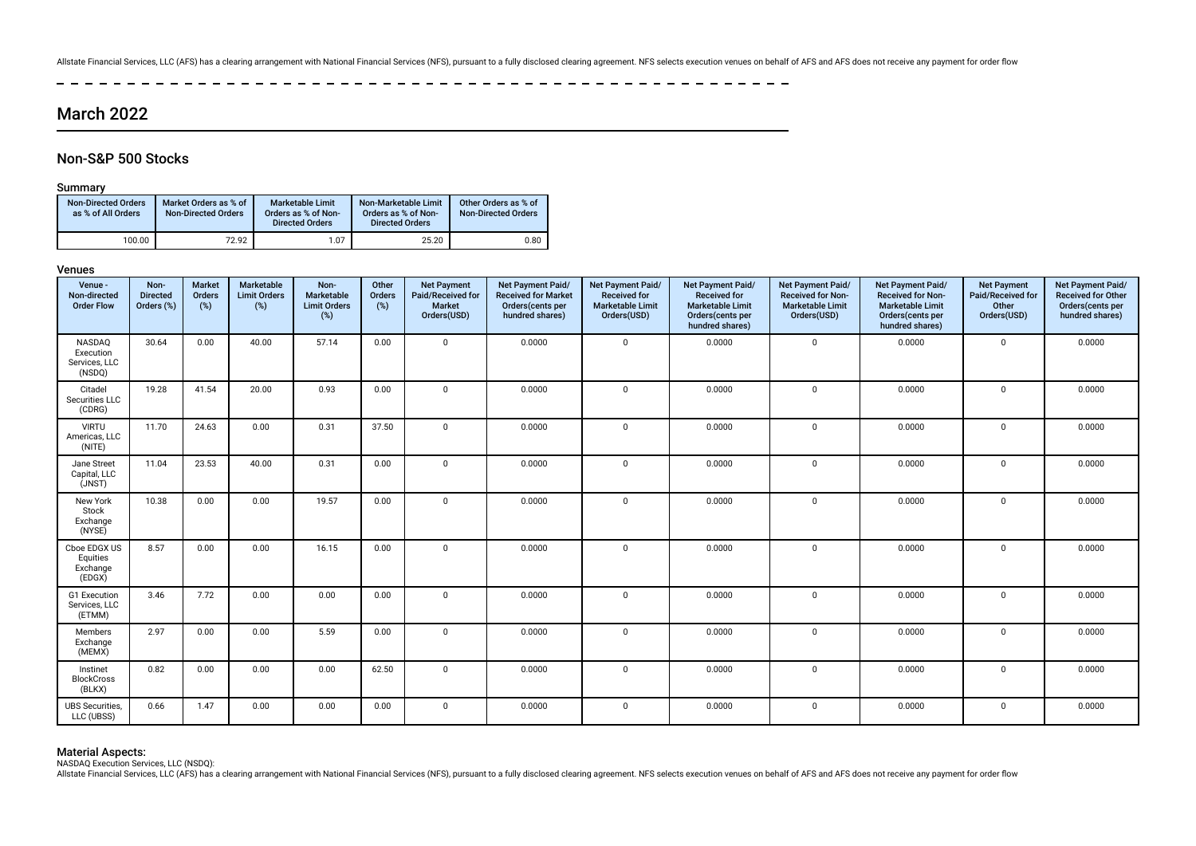Allstate Financial Services, LLC (AFS) has a clearing arrangement with National Financial Services (NFS), pursuant to a fully disclosed clearing agreement. NFS selects execution venues on behalf of AFS and AFS does not receive any payment for order flow

## March 2022

### Non-S&P 500 Stocks

#### Summary

| Non-Directed Orders as % of All Orders | Market Orders as % of Non-Directed Orders | Marketable Limit Orders as % of Non-Directed Orders | Non-Marketable Limit Orders as % of Non-Directed Orders | Other Orders as % of Non-Directed Orders |
|---|---|---|---|---|
| 100.00 | 72.92 | 1.07 | 25.20 | 0.80 |

#### Venues

| Venue - Non-directed Order Flow | Non-Directed Orders (%) | Market Orders (%) | Marketable Limit Orders (%) | Non-Marketable Limit Orders (%) | Other Orders (%) | Net Payment Paid/Received for Market Orders(USD) | Net Payment Paid/Received for Market Orders(cents per hundred shares) | Net Payment Paid/Received for Marketable Limit Orders(USD) | Net Payment Paid/Received for Marketable Limit Orders(cents per hundred shares) | Net Payment Paid/Received for Non-Marketable Limit Orders(USD) | Net Payment Paid/Received for Non-Marketable Limit Orders(cents per hundred shares) | Net Payment Paid/Received for Other Orders(USD) | Net Payment Paid/Received for Other Orders(cents per hundred shares) |
|---|---|---|---|---|---|---|---|---|---|---|---|---|---|
| NASDAQ Execution Services, LLC (NSDQ) | 30.64 | 0.00 | 40.00 | 57.14 | 0.00 | 0 | 0.0000 | 0 | 0.0000 | 0 | 0.0000 | 0 | 0.0000 |
| Citadel Securities LLC (CDRG) | 19.28 | 41.54 | 20.00 | 0.93 | 0.00 | 0 | 0.0000 | 0 | 0.0000 | 0 | 0.0000 | 0 | 0.0000 |
| VIRTU Americas, LLC (NITE) | 11.70 | 24.63 | 0.00 | 0.31 | 37.50 | 0 | 0.0000 | 0 | 0.0000 | 0 | 0.0000 | 0 | 0.0000 |
| Jane Street Capital, LLC (JNST) | 11.04 | 23.53 | 40.00 | 0.31 | 0.00 | 0 | 0.0000 | 0 | 0.0000 | 0 | 0.0000 | 0 | 0.0000 |
| New York Stock Exchange (NYSE) | 10.38 | 0.00 | 0.00 | 19.57 | 0.00 | 0 | 0.0000 | 0 | 0.0000 | 0 | 0.0000 | 0 | 0.0000 |
| Cboe EDGX US Equities Exchange (EDGX) | 8.57 | 0.00 | 0.00 | 16.15 | 0.00 | 0 | 0.0000 | 0 | 0.0000 | 0 | 0.0000 | 0 | 0.0000 |
| G1 Execution Services, LLC (ETMM) | 3.46 | 7.72 | 0.00 | 0.00 | 0.00 | 0 | 0.0000 | 0 | 0.0000 | 0 | 0.0000 | 0 | 0.0000 |
| Members Exchange (MEMX) | 2.97 | 0.00 | 0.00 | 5.59 | 0.00 | 0 | 0.0000 | 0 | 0.0000 | 0 | 0.0000 | 0 | 0.0000 |
| Instinet BlockCross (BLKX) | 0.82 | 0.00 | 0.00 | 0.00 | 62.50 | 0 | 0.0000 | 0 | 0.0000 | 0 | 0.0000 | 0 | 0.0000 |
| UBS Securities, LLC (UBSS) | 0.66 | 1.47 | 0.00 | 0.00 | 0.00 | 0 | 0.0000 | 0 | 0.0000 | 0 | 0.0000 | 0 | 0.0000 |

#### Material Aspects:

NASDAQ Execution Services, LLC (NSDQ):

Allstate Financial Services, LLC (AFS) has a clearing arrangement with National Financial Services (NFS), pursuant to a fully disclosed clearing agreement. NFS selects execution venues on behalf of AFS and AFS does not receive any payment for order flow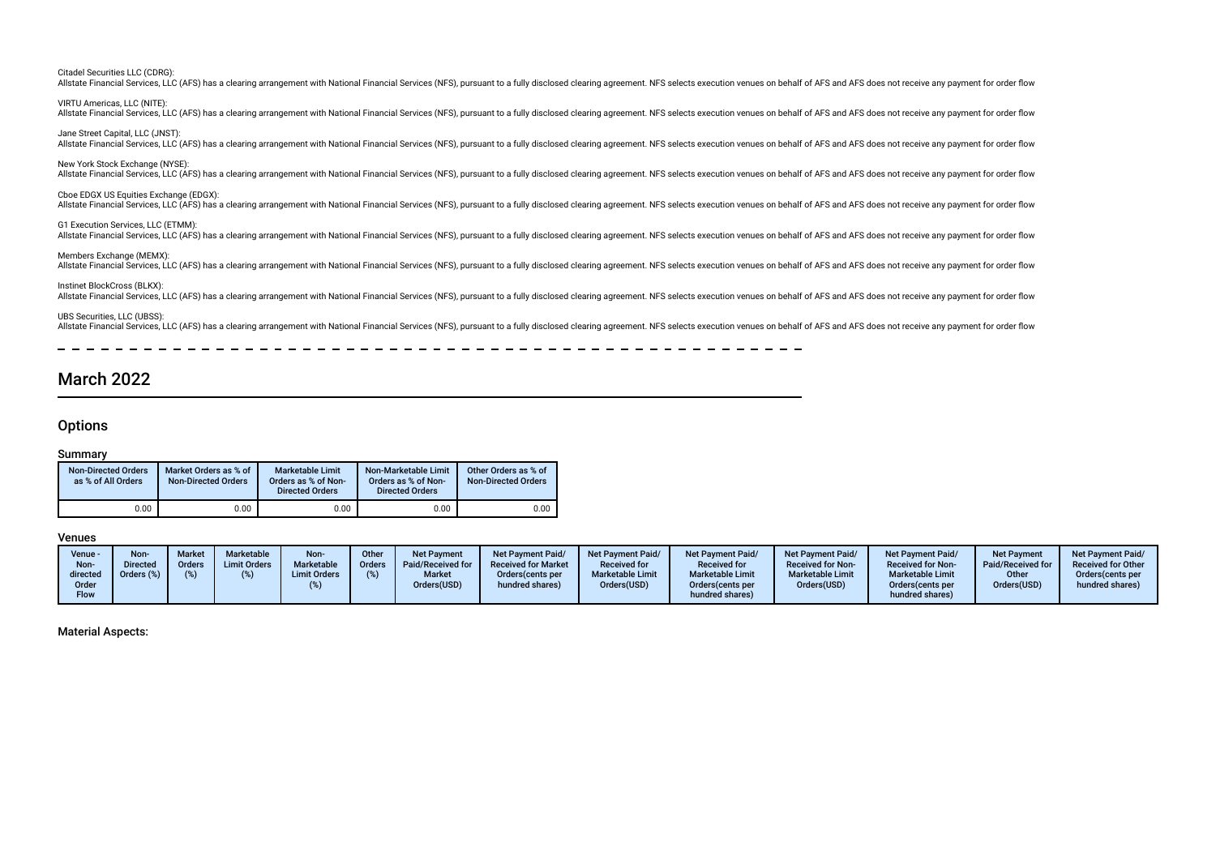Citadel Securities LLC (CDRG):
Allstate Financial Services, LLC (AFS) has a clearing arrangement with National Financial Services (NFS), pursuant to a fully disclosed clearing agreement. NFS selects execution venues on behalf of AFS and AFS does not receive any payment for order flow

VIRTU Americas, LLC (NITE):
Allstate Financial Services, LLC (AFS) has a clearing arrangement with National Financial Services (NFS), pursuant to a fully disclosed clearing agreement. NFS selects execution venues on behalf of AFS and AFS does not receive any payment for order flow

Jane Street Capital, LLC (JNST):
Allstate Financial Services, LLC (AFS) has a clearing arrangement with National Financial Services (NFS), pursuant to a fully disclosed clearing agreement. NFS selects execution venues on behalf of AFS and AFS does not receive any payment for order flow

New York Stock Exchange (NYSE):
Allstate Financial Services, LLC (AFS) has a clearing arrangement with National Financial Services (NFS), pursuant to a fully disclosed clearing agreement. NFS selects execution venues on behalf of AFS and AFS does not receive any payment for order flow

Cboe EDGX US Equities Exchange (EDGX):
Allstate Financial Services, LLC (AFS) has a clearing arrangement with National Financial Services (NFS), pursuant to a fully disclosed clearing agreement. NFS selects execution venues on behalf of AFS and AFS does not receive any payment for order flow

G1 Execution Services, LLC (ETMM):
Allstate Financial Services, LLC (AFS) has a clearing arrangement with National Financial Services (NFS), pursuant to a fully disclosed clearing agreement. NFS selects execution venues on behalf of AFS and AFS does not receive any payment for order flow

Members Exchange (MEMX):
Allstate Financial Services, LLC (AFS) has a clearing arrangement with National Financial Services (NFS), pursuant to a fully disclosed clearing agreement. NFS selects execution venues on behalf of AFS and AFS does not receive any payment for order flow

Instinet BlockCross (BLKX):
Allstate Financial Services, LLC (AFS) has a clearing arrangement with National Financial Services (NFS), pursuant to a fully disclosed clearing agreement. NFS selects execution venues on behalf of AFS and AFS does not receive any payment for order flow

UBS Securities, LLC (UBSS):
Allstate Financial Services, LLC (AFS) has a clearing arrangement with National Financial Services (NFS), pursuant to a fully disclosed clearing agreement. NFS selects execution venues on behalf of AFS and AFS does not receive any payment for order flow

# March 2022

## Options

### Summary

| Non-Directed Orders as % of All Orders | Market Orders as % of Non-Directed Orders | Marketable Limit Orders as % of Non-Directed Orders | Non-Marketable Limit Orders as % of Non-Directed Orders | Other Orders as % of Non-Directed Orders |
|---|---|---|---|---|
| 0.00 | 0.00 | 0.00 | 0.00 | 0.00 |

### Venues

| Venue - Non-directed Order Flow | Non-Directed Orders (%) | Market Orders (%) | Marketable Limit Orders (%) | Non-Marketable Limit Orders (%) | Other Orders (%) | Net Payment Paid/Received for Market Orders(USD) | Net Payment Paid/Received for Market Orders(cents per hundred shares) | Net Payment Paid/Received for Marketable Limit Orders(USD) | Net Payment Paid/Received for Marketable Limit Orders(cents per hundred shares) | Net Payment Paid/Received for Non-Marketable Limit Orders(USD) | Net Payment Paid/Received for Non-Marketable Limit Orders(cents per hundred shares) | Net Payment Paid/Received for Other Orders(USD) | Net Payment Paid/Received for Other Orders(cents per hundred shares) |
|---|---|---|---|---|---|---|---|---|---|---|---|---|---|

### Material Aspects: